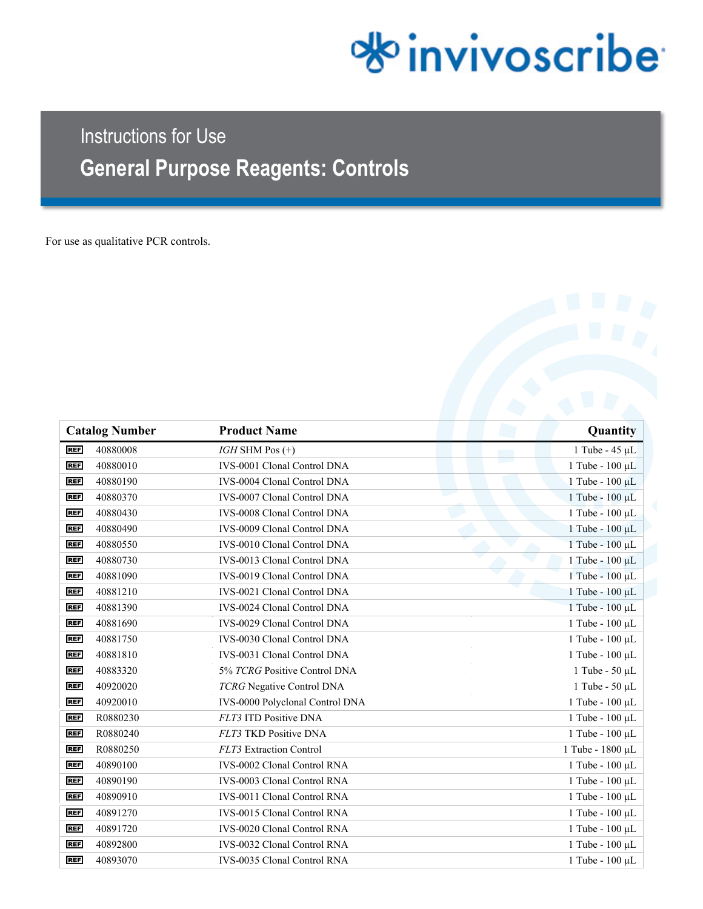invivoscribe

# Instructions for Use

## General Purpose Reagents: Controls

For use as qualitative PCR controls.

| Catalog Number | Product Name | Quantity |
|---|---|---|
| REF 40880008 | *IGH* SHM Pos (+) | 1 Tube - 45 µL |
| REF 40880010 | IVS-0001 Clonal Control DNA | 1 Tube - 100 µL |
| REF 40880190 | IVS-0004 Clonal Control DNA | 1 Tube - 100 µL |
| REF 40880370 | IVS-0007 Clonal Control DNA | 1 Tube - 100 µL |
| REF 40880430 | IVS-0008 Clonal Control DNA | 1 Tube - 100 µL |
| REF 40880490 | IVS-0009 Clonal Control DNA | 1 Tube - 100 µL |
| REF 40880550 | IVS-0010 Clonal Control DNA | 1 Tube - 100 µL |
| REF 40880730 | IVS-0013 Clonal Control DNA | 1 Tube - 100 µL |
| REF 40881090 | IVS-0019 Clonal Control DNA | 1 Tube - 100 µL |
| REF 40881210 | IVS-0021 Clonal Control DNA | 1 Tube - 100 µL |
| REF 40881390 | IVS-0024 Clonal Control DNA | 1 Tube - 100 µL |
| REF 40881690 | IVS-0029 Clonal Control DNA | 1 Tube - 100 µL |
| REF 40881750 | IVS-0030 Clonal Control DNA | 1 Tube - 100 µL |
| REF 40881810 | IVS-0031 Clonal Control DNA | 1 Tube - 100 µL |
| REF 40883320 | 5% *TCRG* Positive Control DNA | 1 Tube - 50 µL |
| REF 40920020 | *TCRG* Negative Control DNA | 1 Tube - 50 µL |
| REF 40920010 | IVS-0000 Polyclonal Control DNA | 1 Tube - 100 µL |
| REF R0880230 | *FLT3* ITD Positive DNA | 1 Tube - 100 µL |
| REF R0880240 | *FLT3* TKD Positive DNA | 1 Tube - 100 µL |
| REF R0880250 | *FLT3* Extraction Control | 1 Tube - 1800 µL |
| REF 40890100 | IVS-0002 Clonal Control RNA | 1 Tube - 100 µL |
| REF 40890190 | IVS-0003 Clonal Control RNA | 1 Tube - 100 µL |
| REF 40890910 | IVS-0011 Clonal Control RNA | 1 Tube - 100 µL |
| REF 40891270 | IVS-0015 Clonal Control RNA | 1 Tube - 100 µL |
| REF 40891720 | IVS-0020 Clonal Control RNA | 1 Tube - 100 µL |
| REF 40892800 | IVS-0032 Clonal Control RNA | 1 Tube - 100 µL |
| REF 40893070 | IVS-0035 Clonal Control RNA | 1 Tube - 100 µL |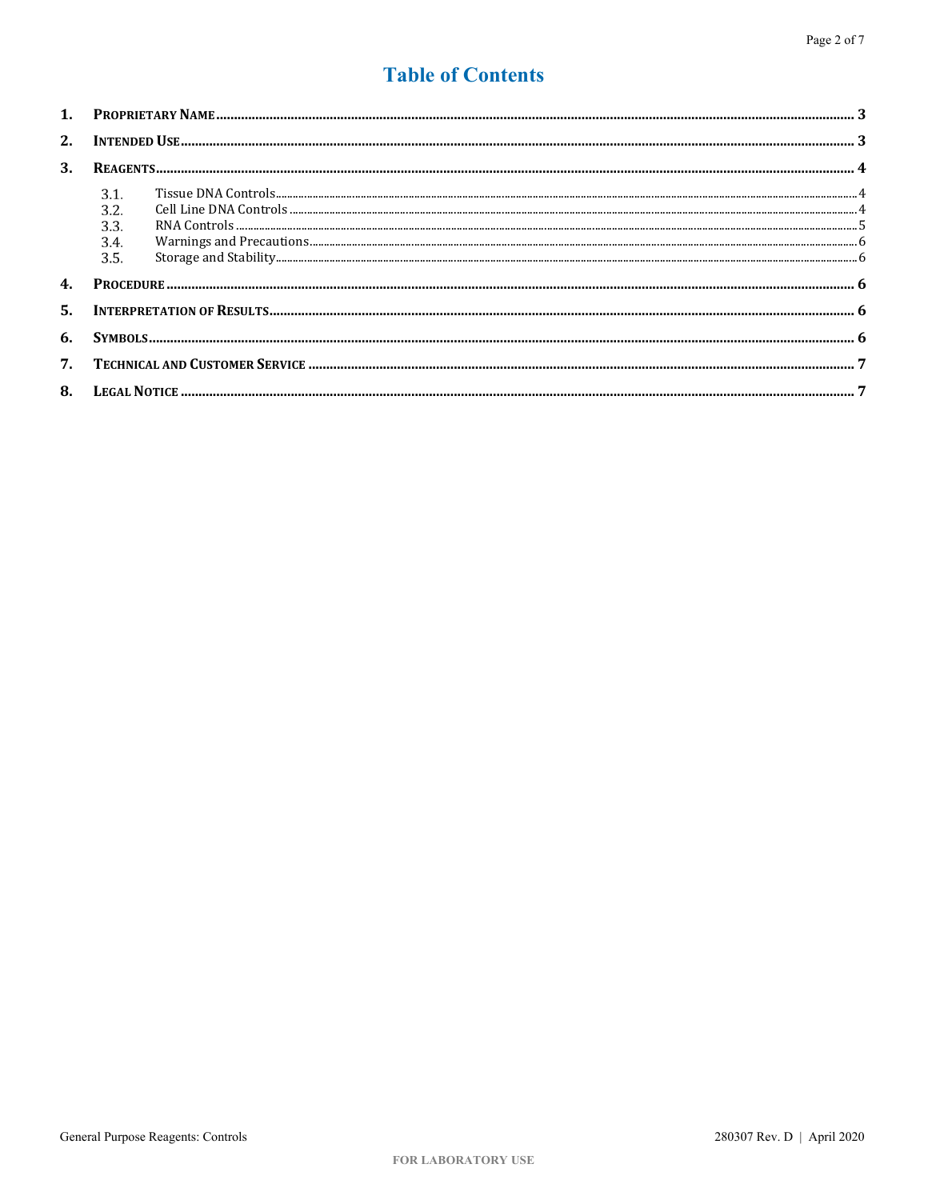# Table of Contents

1. **Proprietary Name** ... 3
2. **Intended Use** ... 3
3. **Reagents** ... 4
   - 3.1. Tissue DNA Controls ... 4
   - 3.2. Cell Line DNA Controls ... 4
   - 3.3. RNA Controls ... 5
   - 3.4. Warnings and Precautions ... 6
   - 3.5. Storage and Stability ... 6
4. **Procedure** ... 6
5. **Interpretation of Results** ... 6
6. **Symbols** ... 6
7. **Technical and Customer Service** ... 7
8. **Legal Notice** ... 7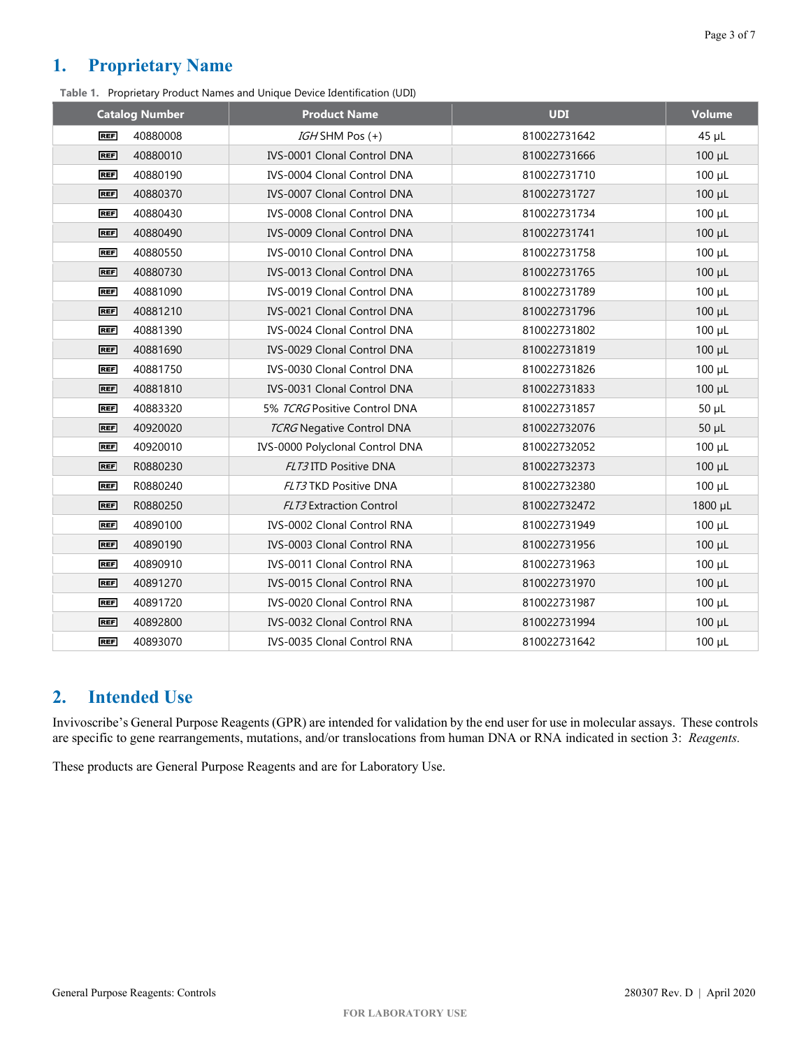## 1. Proprietary Name

**Table 1.** Proprietary Product Names and Unique Device Identification (UDI)

| Catalog Number | Product Name | UDI | Volume |
|---|---|---|---|
| REF 40880008 | *IGH* SHM Pos (+) | 810022731642 | 45 µL |
| REF 40880010 | IVS-0001 Clonal Control DNA | 810022731666 | 100 µL |
| REF 40880190 | IVS-0004 Clonal Control DNA | 810022731710 | 100 µL |
| REF 40880370 | IVS-0007 Clonal Control DNA | 810022731727 | 100 µL |
| REF 40880430 | IVS-0008 Clonal Control DNA | 810022731734 | 100 µL |
| REF 40880490 | IVS-0009 Clonal Control DNA | 810022731741 | 100 µL |
| REF 40880550 | IVS-0010 Clonal Control DNA | 810022731758 | 100 µL |
| REF 40880730 | IVS-0013 Clonal Control DNA | 810022731765 | 100 µL |
| REF 40881090 | IVS-0019 Clonal Control DNA | 810022731789 | 100 µL |
| REF 40881210 | IVS-0021 Clonal Control DNA | 810022731796 | 100 µL |
| REF 40881390 | IVS-0024 Clonal Control DNA | 810022731802 | 100 µL |
| REF 40881690 | IVS-0029 Clonal Control DNA | 810022731819 | 100 µL |
| REF 40881750 | IVS-0030 Clonal Control DNA | 810022731826 | 100 µL |
| REF 40881810 | IVS-0031 Clonal Control DNA | 810022731833 | 100 µL |
| REF 40883320 | 5% *TCRG* Positive Control DNA | 810022731857 | 50 µL |
| REF 40920020 | *TCRG* Negative Control DNA | 810022732076 | 50 µL |
| REF 40920010 | IVS-0000 Polyclonal Control DNA | 810022732052 | 100 µL |
| REF R0880230 | *FLT3* ITD Positive DNA | 810022732373 | 100 µL |
| REF R0880240 | *FLT3* TKD Positive DNA | 810022732380 | 100 µL |
| REF R0880250 | *FLT3* Extraction Control | 810022732472 | 1800 µL |
| REF 40890100 | IVS-0002 Clonal Control RNA | 810022731949 | 100 µL |
| REF 40890190 | IVS-0003 Clonal Control RNA | 810022731956 | 100 µL |
| REF 40890910 | IVS-0011 Clonal Control RNA | 810022731963 | 100 µL |
| REF 40891270 | IVS-0015 Clonal Control RNA | 810022731970 | 100 µL |
| REF 40891720 | IVS-0020 Clonal Control RNA | 810022731987 | 100 µL |
| REF 40892800 | IVS-0032 Clonal Control RNA | 810022731994 | 100 µL |
| REF 40893070 | IVS-0035 Clonal Control RNA | 810022731642 | 100 µL |

## 2. Intended Use

Invivoscribe's General Purpose Reagents (GPR) are intended for validation by the end user for use in molecular assays. These controls are specific to gene rearrangements, mutations, and/or translocations from human DNA or RNA indicated in section 3: *Reagents.*

These products are General Purpose Reagents and are for Laboratory Use.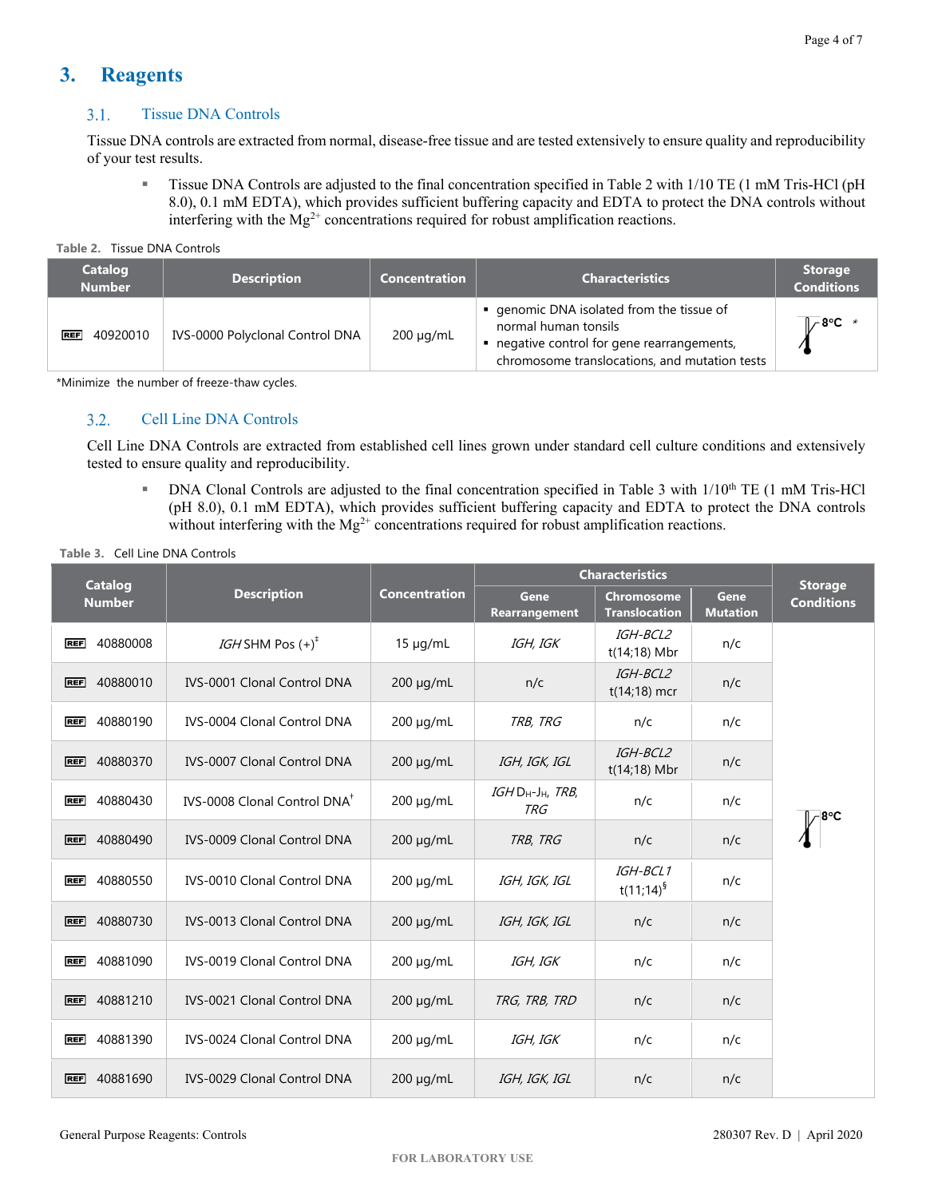# 3. Reagents

## 3.1. Tissue DNA Controls

Tissue DNA controls are extracted from normal, disease-free tissue and are tested extensively to ensure quality and reproducibility of your test results.

- Tissue DNA Controls are adjusted to the final concentration specified in Table 2 with 1/10 TE (1 mM Tris-HCl (pH 8.0), 0.1 mM EDTA), which provides sufficient buffering capacity and EDTA to protect the DNA controls without interfering with the $Mg^{2+}$ concentrations required for robust amplification reactions.

**Table 2.** Tissue DNA Controls

| Catalog Number | Description | Concentration | Characteristics | Storage Conditions |
|---|---|---|---|---|
| REF 40920010 | IVS-0000 Polyclonal Control DNA | 200 µg/mL | ▪ genomic DNA isolated from the tissue of normal human tonsils<br>▪ negative control for gene rearrangements, chromosome translocations, and mutation tests | 8°C * |

*Minimize the number of freeze-thaw cycles.

## 3.2. Cell Line DNA Controls

Cell Line DNA Controls are extracted from established cell lines grown under standard cell culture conditions and extensively tested to ensure quality and reproducibility.

- DNA Clonal Controls are adjusted to the final concentration specified in Table 3 with 1/10th TE (1 mM Tris-HCl (pH 8.0), 0.1 mM EDTA), which provides sufficient buffering capacity and EDTA to protect the DNA controls without interfering with the $Mg^{2+}$ concentrations required for robust amplification reactions.

**Table 3.** Cell Line DNA Controls

| Catalog Number | Description | Concentration | Characteristics | | | Storage Conditions |
|---|---|---|---|---|---|---|
| | | | Gene Rearrangement | Chromosome Translocation | Gene Mutation | |
| REF 40880008 | *IGH* SHM Pos (+)[‡] | 15 µg/mL | *IGH, IGK* | *IGH-BCL2* t(14;18) Mbr | n/c | 8°C |
| REF 40880010 | IVS-0001 Clonal Control DNA | 200 µg/mL | n/c | *IGH-BCL2* t(14;18) mcr | n/c | 8°C |
| REF 40880190 | IVS-0004 Clonal Control DNA | 200 µg/mL | *TRB, TRG* | n/c | n/c | 8°C |
| REF 40880370 | IVS-0007 Clonal Control DNA | 200 µg/mL | *IGH, IGK, IGL* | *IGH-BCL2* t(14;18) Mbr | n/c | 8°C |
| REF 40880430 | IVS-0008 Clonal Control DNA[†] | 200 µg/mL | *IGH* $D_H$-$J_H$, *TRB, TRG* | n/c | n/c | 8°C |
| REF 40880490 | IVS-0009 Clonal Control DNA | 200 µg/mL | *TRB, TRG* | n/c | n/c | 8°C |
| REF 40880550 | IVS-0010 Clonal Control DNA | 200 µg/mL | *IGH, IGK, IGL* | *IGH-BCL1* t(11;14)[§] | n/c | 8°C |
| REF 40880730 | IVS-0013 Clonal Control DNA | 200 µg/mL | *IGH, IGK, IGL* | n/c | n/c | 8°C |
| REF 40881090 | IVS-0019 Clonal Control DNA | 200 µg/mL | *IGH, IGK* | n/c | n/c | 8°C |
| REF 40881210 | IVS-0021 Clonal Control DNA | 200 µg/mL | *TRG, TRB, TRD* | n/c | n/c | 8°C |
| REF 40881390 | IVS-0024 Clonal Control DNA | 200 µg/mL | *IGH, IGK* | n/c | n/c | 8°C |
| REF 40881690 | IVS-0029 Clonal Control DNA | 200 µg/mL | *IGH, IGK, IGL* | n/c | n/c | 8°C |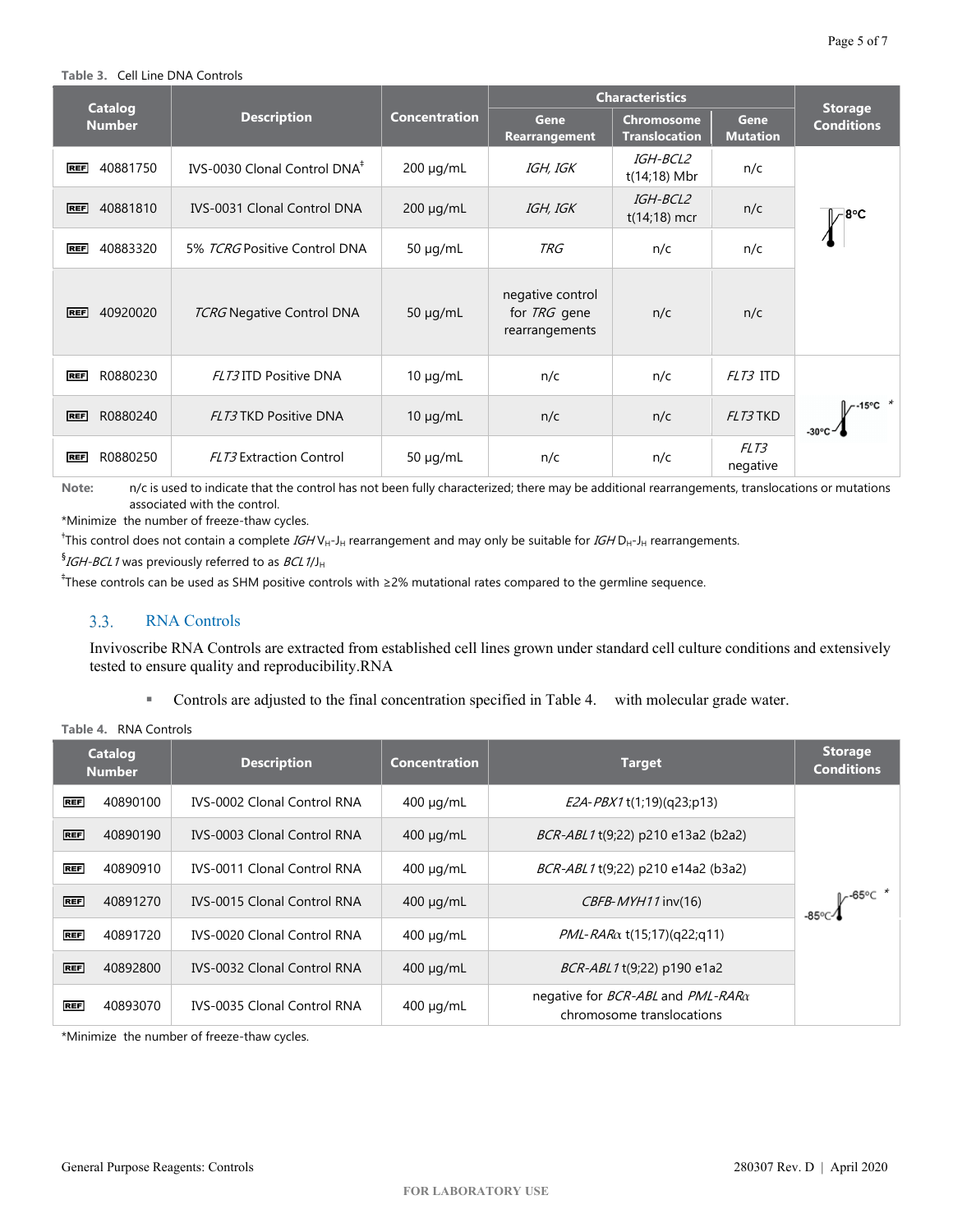**Table 3.** Cell Line DNA Controls

| Catalog Number | Description | Concentration | Characteristics | | | Storage Conditions |
|---|---|---|---|---|---|---|
| | | | Gene Rearrangement | Chromosome Translocation | Gene Mutation | |
| REF 40881750 | IVS-0030 Clonal Control DNA‡ | 200 µg/mL | *IGH, IGK* | *IGH-BCL2* t(14;18) Mbr | n/c | 8°C |
| REF 40881810 | IVS-0031 Clonal Control DNA | 200 µg/mL | *IGH, IGK* | *IGH-BCL2* t(14;18) mcr | n/c | |
| REF 40883320 | 5% *TCRG* Positive Control DNA | 50 µg/mL | *TRG* | n/c | n/c | |
| REF 40920020 | *TCRG* Negative Control DNA | 50 µg/mL | negative control for *TRG* gene rearrangements | n/c | n/c | |
| REF R0880230 | *FLT3* ITD Positive DNA | 10 µg/mL | n/c | n/c | *FLT3* ITD | -30°C to -15°C * |
| REF R0880240 | *FLT3* TKD Positive DNA | 10 µg/mL | n/c | n/c | *FLT3* TKD | |
| REF R0880250 | *FLT3* Extraction Control | 50 µg/mL | n/c | n/c | *FLT3* negative | |

**Note:** n/c is used to indicate that the control has not been fully characterized; there may be additional rearrangements, translocations or mutations associated with the control.

*Minimize the number of freeze-thaw cycles.

†This control does not contain a complete *IGH* $V_H$-$J_H$ rearrangement and may only be suitable for *IGH* $D_H$-$J_H$ rearrangements.

§*IGH-BCL1* was previously referred to as *BCL1*/$J_H$

‡These controls can be used as SHM positive controls with ≥2% mutational rates compared to the germline sequence.

## 3.3. RNA Controls

Invivoscribe RNA Controls are extracted from established cell lines grown under standard cell culture conditions and extensively tested to ensure quality and reproducibility.RNA

- Controls are adjusted to the final concentration specified in Table 4. with molecular grade water.

**Table 4.** RNA Controls

| Catalog Number | Description | Concentration | Target | Storage Conditions |
|---|---|---|---|---|
| REF 40890100 | IVS-0002 Clonal Control RNA | 400 µg/mL | *E2A-PBX1* t(1;19)(q23;p13) | -85°C to -65°C * |
| REF 40890190 | IVS-0003 Clonal Control RNA | 400 µg/mL | *BCR-ABL1* t(9;22) p210 e13a2 (b2a2) | |
| REF 40890910 | IVS-0011 Clonal Control RNA | 400 µg/mL | *BCR-ABL1* t(9;22) p210 e14a2 (b3a2) | |
| REF 40891270 | IVS-0015 Clonal Control RNA | 400 µg/mL | *CBFB-MYH11* inv(16) | |
| REF 40891720 | IVS-0020 Clonal Control RNA | 400 µg/mL | *PML-RARα* t(15;17)(q22;q11) | |
| REF 40892800 | IVS-0032 Clonal Control RNA | 400 µg/mL | *BCR-ABL1* t(9;22) p190 e1a2 | |
| REF 40893070 | IVS-0035 Clonal Control RNA | 400 µg/mL | negative for *BCR-ABL* and *PML-RARα* chromosome translocations | |

*Minimize the number of freeze-thaw cycles.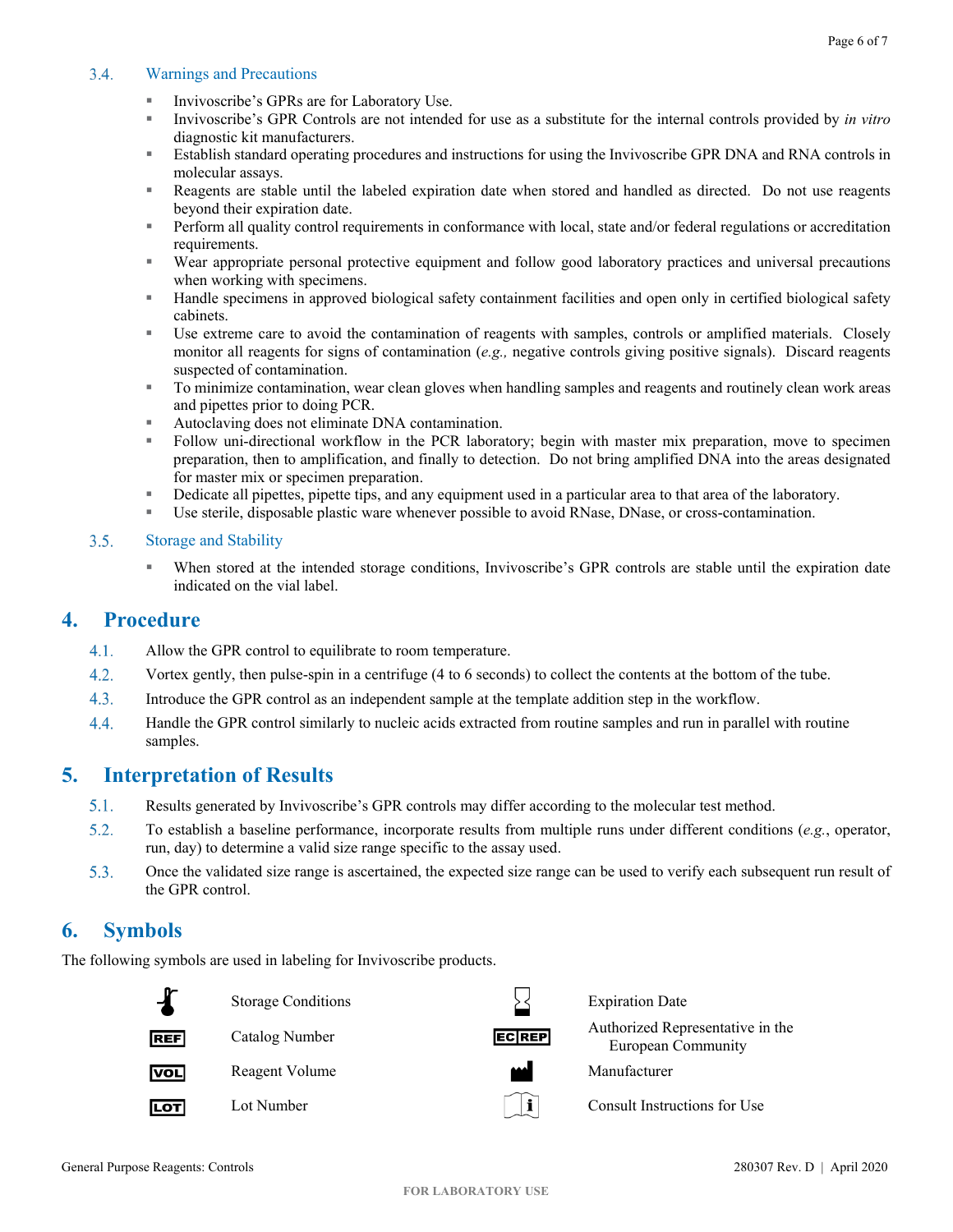### 3.4. Warnings and Precautions

- Invivoscribe's GPRs are for Laboratory Use.
- Invivoscribe's GPR Controls are not intended for use as a substitute for the internal controls provided by *in vitro* diagnostic kit manufacturers.
- Establish standard operating procedures and instructions for using the Invivoscribe GPR DNA and RNA controls in molecular assays.
- Reagents are stable until the labeled expiration date when stored and handled as directed. Do not use reagents beyond their expiration date.
- Perform all quality control requirements in conformance with local, state and/or federal regulations or accreditation requirements.
- Wear appropriate personal protective equipment and follow good laboratory practices and universal precautions when working with specimens.
- Handle specimens in approved biological safety containment facilities and open only in certified biological safety cabinets.
- Use extreme care to avoid the contamination of reagents with samples, controls or amplified materials. Closely monitor all reagents for signs of contamination (*e.g.,* negative controls giving positive signals). Discard reagents suspected of contamination.
- To minimize contamination, wear clean gloves when handling samples and reagents and routinely clean work areas and pipettes prior to doing PCR.
- Autoclaving does not eliminate DNA contamination.
- Follow uni-directional workflow in the PCR laboratory; begin with master mix preparation, move to specimen preparation, then to amplification, and finally to detection. Do not bring amplified DNA into the areas designated for master mix or specimen preparation.
- Dedicate all pipettes, pipette tips, and any equipment used in a particular area to that area of the laboratory.
- Use sterile, disposable plastic ware whenever possible to avoid RNase, DNase, or cross-contamination.

### 3.5. Storage and Stability

- When stored at the intended storage conditions, Invivoscribe's GPR controls are stable until the expiration date indicated on the vial label.

## 4. Procedure

4.1. Allow the GPR control to equilibrate to room temperature.

4.2. Vortex gently, then pulse-spin in a centrifuge (4 to 6 seconds) to collect the contents at the bottom of the tube.

4.3. Introduce the GPR control as an independent sample at the template addition step in the workflow.

4.4. Handle the GPR control similarly to nucleic acids extracted from routine samples and run in parallel with routine samples.

## 5. Interpretation of Results

5.1. Results generated by Invivoscribe's GPR controls may differ according to the molecular test method.

5.2. To establish a baseline performance, incorporate results from multiple runs under different conditions (*e.g.*, operator, run, day) to determine a valid size range specific to the assay used.

5.3. Once the validated size range is ascertained, the expected size range can be used to verify each subsequent run result of the GPR control.

## 6. Symbols

The following symbols are used in labeling for Invivoscribe products.

| Symbol | Meaning | Symbol | Meaning |
|---|---|---|---|
| (thermometer) | Storage Conditions | (hourglass) | Expiration Date |
| REF | Catalog Number | EC REP | Authorized Representative in the European Community |
| VOL | Reagent Volume | (factory) | Manufacturer |
| LOT | Lot Number | (book i) | Consult Instructions for Use |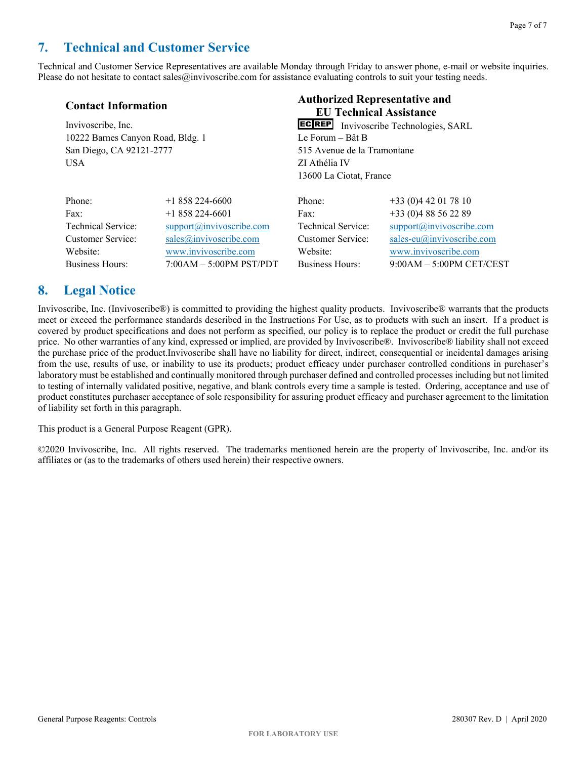## 7. Technical and Customer Service

Technical and Customer Service Representatives are available Monday through Friday to answer phone, e-mail or website inquiries. Please do not hesitate to contact sales@invivoscribe.com for assistance evaluating controls to suit your testing needs.

**Contact Information**

Invivoscribe, Inc.
10222 Barnes Canyon Road, Bldg. 1
San Diego, CA 92121-2777
USA

| | |
|---|---|
| Phone: | +1 858 224-6600 |
| Fax: | +1 858 224-6601 |
| Technical Service: | support@invivoscribe.com |
| Customer Service: | sales@invivoscribe.com |
| Website: | www.invivoscribe.com |
| Business Hours: | 7:00AM – 5:00PM PST/PDT |

**Authorized Representative and EU Technical Assistance**

EC REP Invivoscribe Technologies, SARL
Le Forum – Bât B
515 Avenue de la Tramontane
ZI Athélia IV
13600 La Ciotat, France

| | |
|---|---|
| Phone: | +33 (0)4 42 01 78 10 |
| Fax: | +33 (0)4 88 56 22 89 |
| Technical Service: | support@invivoscribe.com |
| Customer Service: | sales-eu@invivoscribe.com |
| Website: | www.invivoscribe.com |
| Business Hours: | 9:00AM – 5:00PM CET/CEST |

## 8. Legal Notice

Invivoscribe, Inc. (Invivoscribe®) is committed to providing the highest quality products. Invivoscribe® warrants that the products meet or exceed the performance standards described in the Instructions For Use, as to products with such an insert. If a product is covered by product specifications and does not perform as specified, our policy is to replace the product or credit the full purchase price. No other warranties of any kind, expressed or implied, are provided by Invivoscribe®. Invivoscribe® liability shall not exceed the purchase price of the product.Invivoscribe shall have no liability for direct, indirect, consequential or incidental damages arising from the use, results of use, or inability to use its products; product efficacy under purchaser controlled conditions in purchaser's laboratory must be established and continually monitored through purchaser defined and controlled processes including but not limited to testing of internally validated positive, negative, and blank controls every time a sample is tested. Ordering, acceptance and use of product constitutes purchaser acceptance of sole responsibility for assuring product efficacy and purchaser agreement to the limitation of liability set forth in this paragraph.

This product is a General Purpose Reagent (GPR).

©2020 Invivoscribe, Inc. All rights reserved. The trademarks mentioned herein are the property of Invivoscribe, Inc. and/or its affiliates or (as to the trademarks of others used herein) their respective owners.